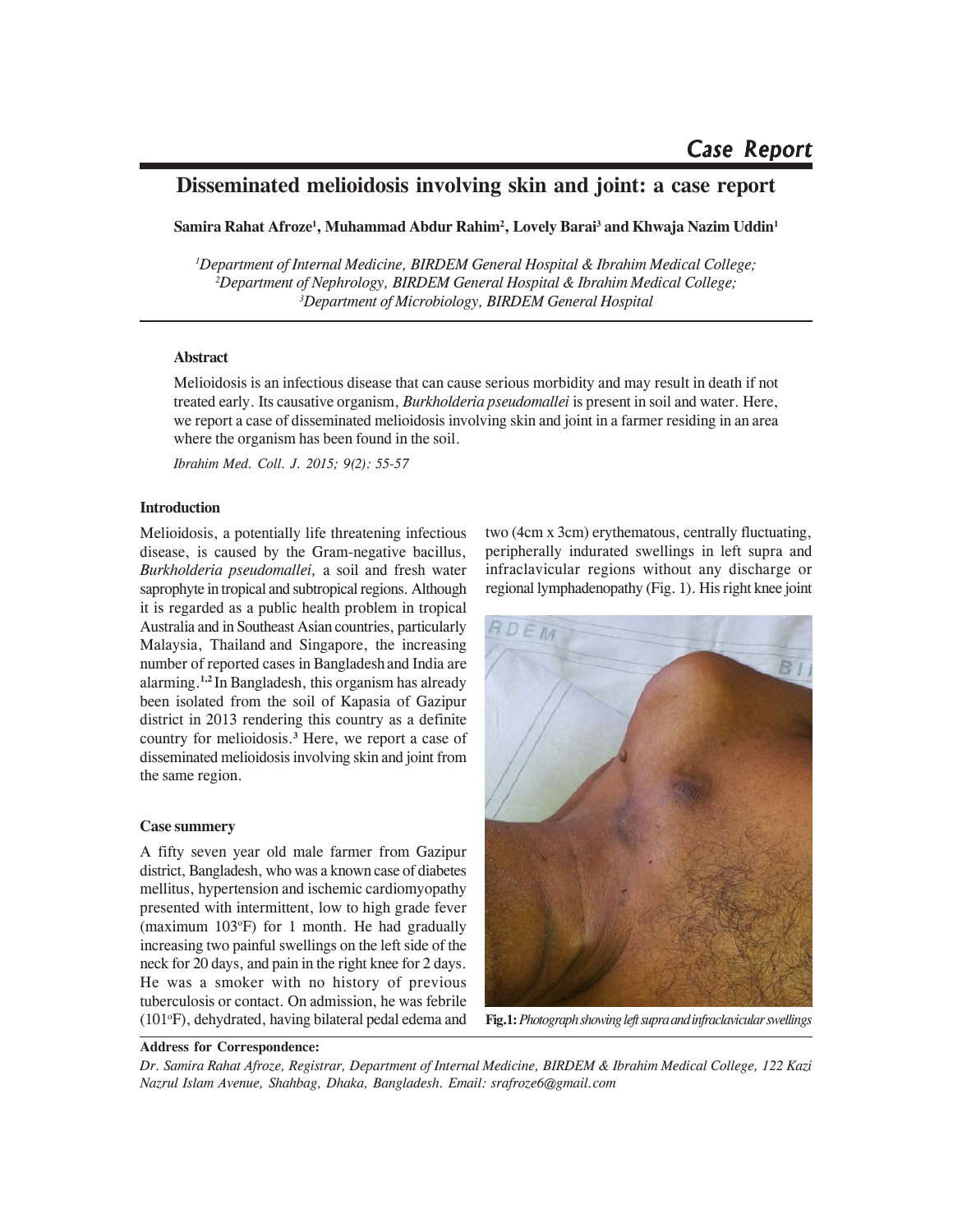Case Report

# Disseminated melioidosis involving skin and joint: a case report

**Samira Rahat Afroze[1], Muhammad Abdur Rahim[2], Lovely Barai[3] and Khwaja Nazim Uddin[1]**

*[1]Department of Internal Medicine, BIRDEM General Hospital & Ibrahim Medical College;*
*[2]Department of Nephrology, BIRDEM General Hospital & Ibrahim Medical College;*
*[3]Department of Microbiology, BIRDEM General Hospital*

### Abstract

Melioidosis is an infectious disease that can cause serious morbidity and may result in death if not treated early. Its causative organism, *Burkholderia pseudomallei* is present in soil and water. Here, we report a case of disseminated melioidosis involving skin and joint in a farmer residing in an area where the organism has been found in the soil.

*Ibrahim Med. Coll. J. 2015; 9(2): 55-57*

### Introduction

Melioidosis, a potentially life threatening infectious disease, is caused by the Gram-negative bacillus, *Burkholderia pseudomallei,* a soil and fresh water saprophyte in tropical and subtropical regions. Although it is regarded as a public health problem in tropical Australia and in Southeast Asian countries, particularly Malaysia, Thailand and Singapore, the increasing number of reported cases in Bangladesh and India are alarming.[1,2] In Bangladesh, this organism has already been isolated from the soil of Kapasia of Gazipur district in 2013 rendering this country as a definite country for melioidosis.[3] Here, we report a case of disseminated melioidosis involving skin and joint from the same region.

### Case summery

A fifty seven year old male farmer from Gazipur district, Bangladesh, who was a known case of diabetes mellitus, hypertension and ischemic cardiomyopathy presented with intermittent, low to high grade fever (maximum 103°F) for 1 month. He had gradually increasing two painful swellings on the left side of the neck for 20 days, and pain in the right knee for 2 days. He was a smoker with no history of previous tuberculosis or contact. On admission, he was febrile (101°F), dehydrated, having bilateral pedal edema and two (4cm x 3cm) erythematous, centrally fluctuating, peripherally indurated swellings in left supra and infraclavicular regions without any discharge or regional lymphadenopathy (Fig. 1). His right knee joint

**Fig.1:** *Photograph showing left supra and infraclavicular swellings*

**Address for Correspondence:**

*Dr. Samira Rahat Afroze, Registrar, Department of Internal Medicine, BIRDEM & Ibrahim Medical College, 122 Kazi Nazrul Islam Avenue, Shahbag, Dhaka, Bangladesh. Email: srafroze6@gmail.com*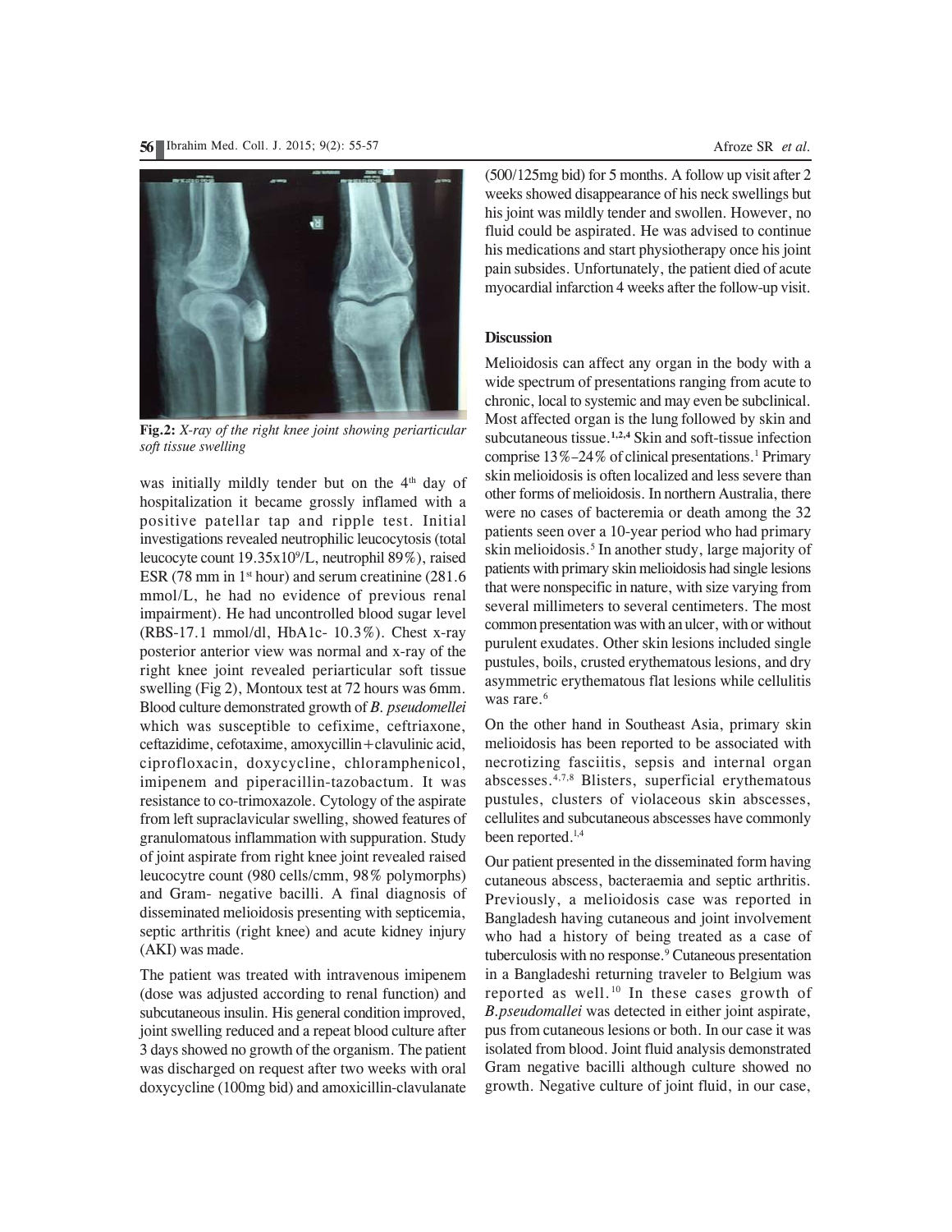**Fig.2:** *X-ray of the right knee joint showing periarticular soft tissue swelling*

was initially mildly tender but on the 4th day of hospitalization it became grossly inflamed with a positive patellar tap and ripple test. Initial investigations revealed neutrophilic leucocytosis (total leucocyte count 19.35x10$^9$/L, neutrophil 89%), raised ESR (78 mm in 1st hour) and serum creatinine (281.6 mmol/L, he had no evidence of previous renal impairment). He had uncontrolled blood sugar level (RBS-17.1 mmol/dl, HbA1c- 10.3%). Chest x-ray posterior anterior view was normal and x-ray of the right knee joint revealed periarticular soft tissue swelling (Fig 2), Montoux test at 72 hours was 6mm. Blood culture demonstrated growth of *B. pseudomellei* which was susceptible to cefixime, ceftriaxone, ceftazidime, cefotaxime, amoxycillin+clavulinic acid, ciprofloxacin, doxycycline, chloramphenicol, imipenem and piperacillin-tazobactum. It was resistance to co-trimoxazole. Cytology of the aspirate from left supraclavicular swelling, showed features of granulomatous inflammation with suppuration. Study of joint aspirate from right knee joint revealed raised leucocytre count (980 cells/cmm, 98% polymorphs) and Gram- negative bacilli. A final diagnosis of disseminated melioidosis presenting with septicemia, septic arthritis (right knee) and acute kidney injury (AKI) was made.

The patient was treated with intravenous imipenem (dose was adjusted according to renal function) and subcutaneous insulin. His general condition improved, joint swelling reduced and a repeat blood culture after 3 days showed no growth of the organism. The patient was discharged on request after two weeks with oral doxycycline (100mg bid) and amoxicillin-clavulanate (500/125mg bid) for 5 months. A follow up visit after 2 weeks showed disappearance of his neck swellings but his joint was mildly tender and swollen. However, no fluid could be aspirated. He was advised to continue his medications and start physiotherapy once his joint pain subsides. Unfortunately, the patient died of acute myocardial infarction 4 weeks after the follow-up visit.

## Discussion

Melioidosis can affect any organ in the body with a wide spectrum of presentations ranging from acute to chronic, local to systemic and may even be subclinical. Most affected organ is the lung followed by skin and subcutaneous tissue.[1,2,4] Skin and soft-tissue infection comprise 13%–24% of clinical presentations.[1] Primary skin melioidosis is often localized and less severe than other forms of melioidosis. In northern Australia, there were no cases of bacteremia or death among the 32 patients seen over a 10-year period who had primary skin melioidosis.[5] In another study, large majority of patients with primary skin melioidosis had single lesions that were nonspecific in nature, with size varying from several millimeters to several centimeters. The most common presentation was with an ulcer, with or without purulent exudates. Other skin lesions included single pustules, boils, crusted erythematous lesions, and dry asymmetric erythematous flat lesions while cellulitis was rare.[6]

On the other hand in Southeast Asia, primary skin melioidosis has been reported to be associated with necrotizing fasciitis, sepsis and internal organ abscesses.[4,7,8] Blisters, superficial erythematous pustules, clusters of violaceous skin abscesses, cellulites and subcutaneous abscesses have commonly been reported.[1,4]

Our patient presented in the disseminated form having cutaneous abscess, bacteraemia and septic arthritis. Previously, a melioidosis case was reported in Bangladesh having cutaneous and joint involvement who had a history of being treated as a case of tuberculosis with no response.[9] Cutaneous presentation in a Bangladeshi returning traveler to Belgium was reported as well.[10] In these cases growth of *B.pseudomallei* was detected in either joint aspirate, pus from cutaneous lesions or both. In our case it was isolated from blood. Joint fluid analysis demonstrated Gram negative bacilli although culture showed no growth. Negative culture of joint fluid, in our case,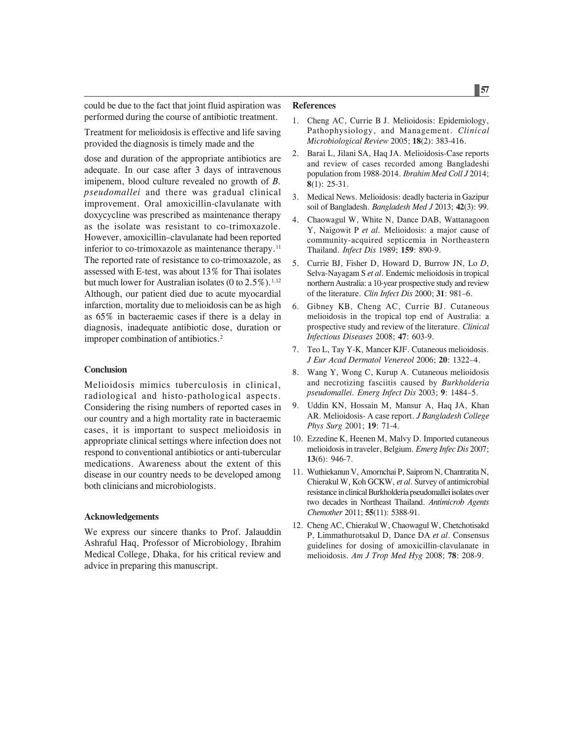could be due to the fact that joint fluid aspiration was performed during the course of antibiotic treatment.

Treatment for melioidosis is effective and life saving provided the diagnosis is timely made and the dose and duration of the appropriate antibiotics are adequate. In our case after 3 days of intravenous imipenem, blood culture revealed no growth of *B. pseudomallei* and there was gradual clinical improvement. Oral amoxicillin-clavulanate with doxycycline was prescribed as maintenance therapy as the isolate was resistant to co-trimoxazole. However, amoxicillin–clavulanate had been reported inferior to co-trimoxazole as maintenance therapy.[11] The reported rate of resistance to co-trimoxazole, as assessed with E-test, was about 13% for Thai isolates but much lower for Australian isolates (0 to 2.5%).[1,12] Although, our patient died due to acute myocardial infarction, mortality due to melioidosis can be as high as 65% in bacteraemic cases if there is a delay in diagnosis, inadequate antibiotic dose, duration or improper combination of antibiotics.[2]

## Conclusion

Melioidosis mimics tuberculosis in clinical, radiological and histo-pathological aspects. Considering the rising numbers of reported cases in our country and a high mortality rate in bacteraemic cases, it is important to suspect melioidosis in appropriate clinical settings where infection does not respond to conventional antibiotics or anti-tubercular medications. Awareness about the extent of this disease in our country needs to be developed among both clinicians and microbiologists.

## Acknowledgements

We express our sincere thanks to Prof. Jalauddin Ashraful Haq, Professor of Microbiology, Ibrahim Medical College, Dhaka, for his critical review and advice in preparing this manuscript.

## References

1. Cheng AC, Currie B J. Melioidosis: Epidemiology, Pathophysiology, and Management. *Clinical Microbiological Review* 2005; **18**(2): 383-416.
2. Barai L, Jilani SA, Haq JA. Melioidosis-Case reports and review of cases recorded among Bangladeshi population from 1988-2014. *Ibrahim Med Coll J* 2014; **8**(1): 25-31.
3. Medical News. Melioidosis: deadly bacteria in Gazipur soil of Bangladesh. *Bangladesh Med J* 2013; **42**(3): 99.
4. Chaowagul W, White N, Dance DAB, Wattanagoon Y, Naigowit P *et al*. Melioidosis: a major cause of community-acquired septicemia in Northeastern Thailand. *Infect Dis* 1989; **159**: 890-9.
5. Currie BJ, Fisher D, Howard D, Burrow JN, Lo *D*, Selva-Nayagam S *et al*. Endemic melioidosis in tropical northern Australia: a 10-year prospective study and review of the literature. *Clin Infect Dis* 2000; **31**: 981–6.
6. Gibney KB, Cheng AC, Currie BJ. Cutaneous melioidosis in the tropical top end of Australia: a prospective study and review of the literature. *Clinical Infectious Diseases* 2008; **47**: 603-9.
7. Teo L, Tay Y-K, Mancer KJF. Cutaneous melioidosis. *J Eur Acad Dermatol Venereol* 2006; **20**: 1322–4.
8. Wang Y, Wong C, Kurup A. Cutaneous melioidosis and necrotizing fasciitis caused by *Burkholderia pseudomallei*. *Emerg Infect Dis* 2003; **9**: 1484–5.
9. Uddin KN, Hossain M, Mansur A, Haq JA, Khan AR. Melioidosis- A case report. *J Bangladesh College Phys Surg* 2001; **19**: 71-4.
10. Ezzedine K, Heenen M, Malvy D. Imported cutaneous melioidosis in traveler, Belgium. *Emerg Infec Dis* 2007; **13**(6): 946-7.
11. Wuthiekanun V, Amornchai P, Saiprom N, Chantratita N, Chierakul W, Koh GCKW, *et al*. Survey of antimicrobial resistance in clinical Burkholderia pseudomallei isolates over two decades in Northeast Thailand. *Antimicrob Agents Chemother* 2011; **55**(11): 5388-91.
12. Cheng AC, Chierakul W, Chaowagul W, Chetchotisakd P, Limmathurotsakul D, Dance DA *et al*. Consensus guidelines for dosing of amoxicillin-clavulanate in melioidosis. *Am J Trop Med Hyg* 2008; **78**: 208-9.